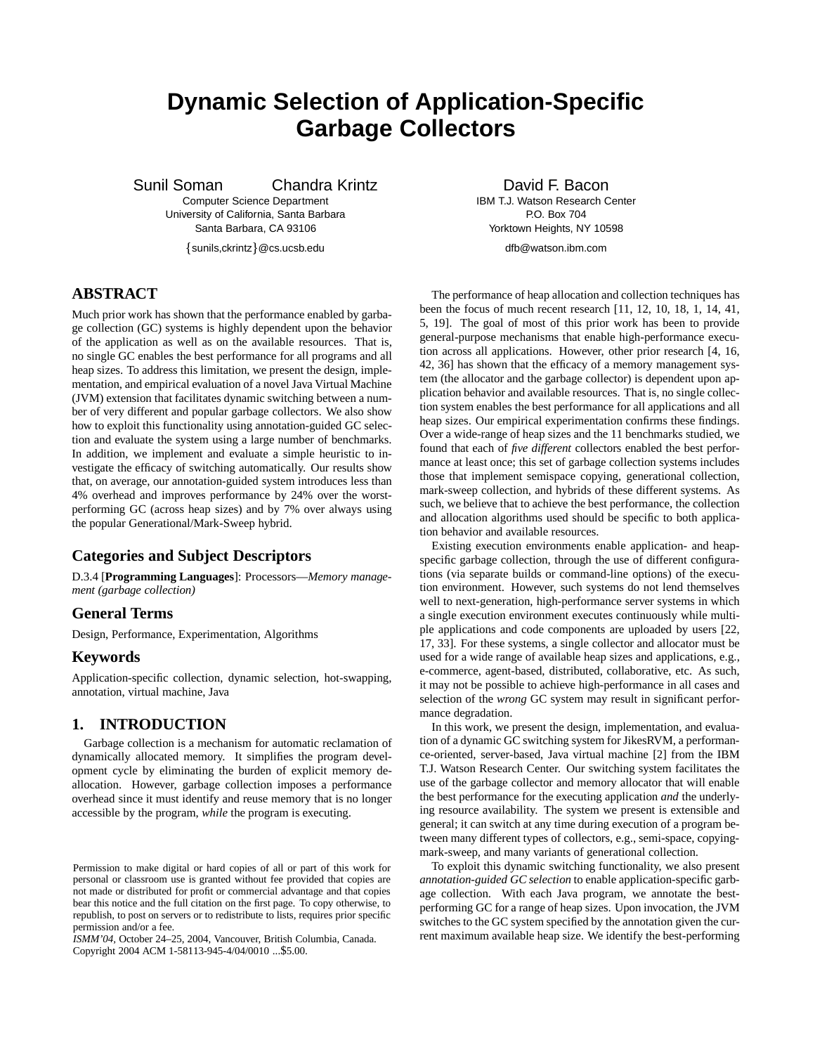# Dynamic Selection of Application-Specific Garbage Collectors

Sunil Soman Chandra Krintz
Computer Science Department
University of California, Santa Barbara
Santa Barbara, CA 93106
{sunils,ckrintz}@cs.ucsb.edu

David F. Bacon
IBM T.J. Watson Research Center
P.O. Box 704
Yorktown Heights, NY 10598
dfb@watson.ibm.com

## ABSTRACT

Much prior work has shown that the performance enabled by garbage collection (GC) systems is highly dependent upon the behavior of the application as well as on the available resources. That is, no single GC enables the best performance for all programs and all heap sizes. To address this limitation, we present the design, implementation, and empirical evaluation of a novel Java Virtual Machine (JVM) extension that facilitates dynamic switching between a number of very different and popular garbage collectors. We also show how to exploit this functionality using annotation-guided GC selection and evaluate the system using a large number of benchmarks. In addition, we implement and evaluate a simple heuristic to investigate the efficacy of switching automatically. Our results show that, on average, our annotation-guided system introduces less than 4% overhead and improves performance by 24% over the worst-performing GC (across heap sizes) and by 7% over always using the popular Generational/Mark-Sweep hybrid.

## Categories and Subject Descriptors

D.3.4 [**Programming Languages**]: Processors—*Memory management (garbage collection)*

## General Terms

Design, Performance, Experimentation, Algorithms

## Keywords

Application-specific collection, dynamic selection, hot-swapping, annotation, virtual machine, Java

## 1. INTRODUCTION

Garbage collection is a mechanism for automatic reclamation of dynamically allocated memory. It simplifies the program development cycle by eliminating the burden of explicit memory deallocation. However, garbage collection imposes a performance overhead since it must identify and reuse memory that is no longer accessible by the program, *while* the program is executing.

The performance of heap allocation and collection techniques has been the focus of much recent research [11, 12, 10, 18, 1, 14, 41, 5, 19]. The goal of most of this prior work has been to provide general-purpose mechanisms that enable high-performance execution across all applications. However, other prior research [4, 16, 42, 36] has shown that the efficacy of a memory management system (the allocator and the garbage collector) is dependent upon application behavior and available resources. That is, no single collection system enables the best performance for all applications and all heap sizes. Our empirical experimentation confirms these findings. Over a wide-range of heap sizes and the 11 benchmarks studied, we found that each of *five different* collectors enabled the best performance at least once; this set of garbage collection systems includes those that implement semispace copying, generational collection, mark-sweep collection, and hybrids of these different systems. As such, we believe that to achieve the best performance, the collection and allocation algorithms used should be specific to both application behavior and available resources.

Existing execution environments enable application- and heap-specific garbage collection, through the use of different configurations (via separate builds or command-line options) of the execution environment. However, such systems do not lend themselves well to next-generation, high-performance server systems in which a single execution environment executes continuously while multiple applications and code components are uploaded by users [22, 17, 33]. For these systems, a single collector and allocator must be used for a wide range of available heap sizes and applications, e.g., e-commerce, agent-based, distributed, collaborative, etc. As such, it may not be possible to achieve high-performance in all cases and selection of the *wrong* GC system may result in significant performance degradation.

In this work, we present the design, implementation, and evaluation of a dynamic GC switching system for JikesRVM, a performance-oriented, server-based, Java virtual machine [2] from the IBM T.J. Watson Research Center. Our switching system facilitates the use of the garbage collector and memory allocator that will enable the best performance for the executing application *and* the underlying resource availability. The system we present is extensible and general; it can switch at any time during execution of a program between many different types of collectors, e.g., semi-space, copying-mark-sweep, and many variants of generational collection.

To exploit this dynamic switching functionality, we also present *annotation-guided GC selection* to enable application-specific garbage collection. With each Java program, we annotate the best-performing GC for a range of heap sizes. Upon invocation, the JVM switches to the GC system specified by the annotation given the current maximum available heap size. We identify the best-performing

Permission to make digital or hard copies of all or part of this work for personal or classroom use is granted without fee provided that copies are not made or distributed for profit or commercial advantage and that copies bear this notice and the full citation on the first page. To copy otherwise, to republish, to post on servers or to redistribute to lists, requires prior specific permission and/or a fee.
*ISMM'04,* October 24–25, 2004, Vancouver, British Columbia, Canada.
Copyright 2004 ACM 1-58113-945-4/04/0010 ...$5.00.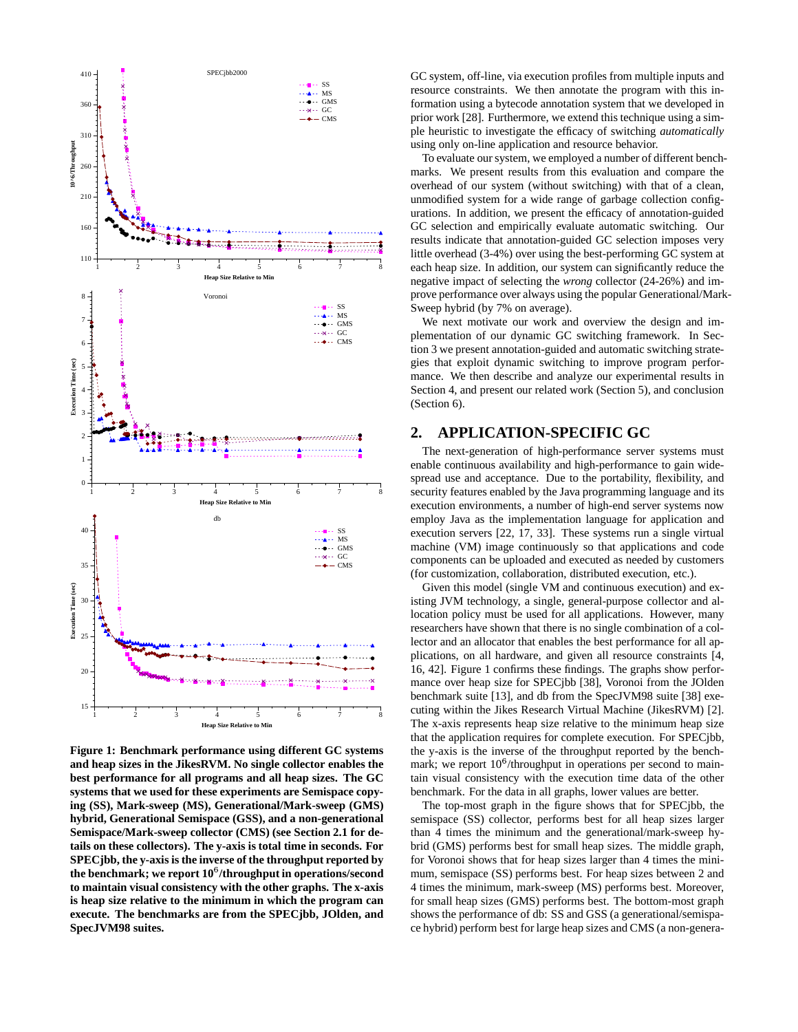**Figure 1: Benchmark performance using different GC systems and heap sizes in the JikesRVM. No single collector enables the best performance for all programs and all heap sizes. The GC systems that we used for these experiments are Semispace copying (SS), Mark-sweep (MS), Generational/Mark-sweep (GMS) hybrid, Generational Semispace (GSS), and a non-generational Semispace/Mark-sweep collector (CMS) (see Section 2.1 for details on these collectors). The y-axis is total time in seconds. For SPECjbb, the y-axis is the inverse of the throughput reported by the benchmark; we report $10^6$/throughput in operations/second to maintain visual consistency with the other graphs. The x-axis is heap size relative to the minimum in which the program can execute. The benchmarks are from the SPECjbb, JOlden, and SpecJVM98 suites.**

GC system, off-line, via execution profiles from multiple inputs and resource constraints. We then annotate the program with this information using a bytecode annotation system that we developed in prior work [28]. Furthermore, we extend this technique using a simple heuristic to investigate the efficacy of switching *automatically* using only on-line application and resource behavior.

To evaluate our system, we employed a number of different benchmarks. We present results from this evaluation and compare the overhead of our system (without switching) with that of a clean, unmodified system for a wide range of garbage collection configurations. In addition, we present the efficacy of annotation-guided GC selection and empirically evaluate automatic switching. Our results indicate that annotation-guided GC selection imposes very little overhead (3-4%) over using the best-performing GC system at each heap size. In addition, our system can significantly reduce the negative impact of selecting the *wrong* collector (24-26%) and improve performance over always using the popular Generational/Mark-Sweep hybrid (by 7% on average).

We next motivate our work and overview the design and implementation of our dynamic GC switching framework. In Section 3 we present annotation-guided and automatic switching strategies that exploit dynamic switching to improve program performance. We then describe and analyze our experimental results in Section 4, and present our related work (Section 5), and conclusion (Section 6).

## 2. APPLICATION-SPECIFIC GC

The next-generation of high-performance server systems must enable continuous availability and high-performance to gain widespread use and acceptance. Due to the portability, flexibility, and security features enabled by the Java programming language and its execution environments, a number of high-end server systems now employ Java as the implementation language for application and execution servers [22, 17, 33]. These systems run a single virtual machine (VM) image continuously so that applications and code components can be uploaded and executed as needed by customers (for customization, collaboration, distributed execution, etc.).

Given this model (single VM and continuous execution) and existing JVM technology, a single, general-purpose collector and allocation policy must be used for all applications. However, many researchers have shown that there is no single combination of a collector and an allocator that enables the best performance for all applications, on all hardware, and given all resource constraints [4, 16, 42]. Figure 1 confirms these findings. The graphs show performance over heap size for SPECjbb [38], Voronoi from the JOlden benchmark suite [13], and db from the SpecJVM98 suite [38] executing within the Jikes Research Virtual Machine (JikesRVM) [2]. The x-axis represents heap size relative to the minimum heap size that the application requires for complete execution. For SPECjbb, the y-axis is the inverse of the throughput reported by the benchmark; we report $10^6$/throughput in operations per second to maintain visual consistency with the execution time data of the other benchmark. For the data in all graphs, lower values are better.

The top-most graph in the figure shows that for SPECjbb, the semispace (SS) collector, performs best for all heap sizes larger than 4 times the minimum and the generational/mark-sweep hybrid (GMS) performs best for small heap sizes. The middle graph, for Voronoi shows that for heap sizes larger than 4 times the minimum, semispace (SS) performs best. For heap sizes between 2 and 4 times the minimum, mark-sweep (MS) performs best. Moreover, for small heap sizes (GMS) performs best. The bottom-most graph shows the performance of db: SS and GSS (a generational/semispace hybrid) perform best for large heap sizes and CMS (a non-genera-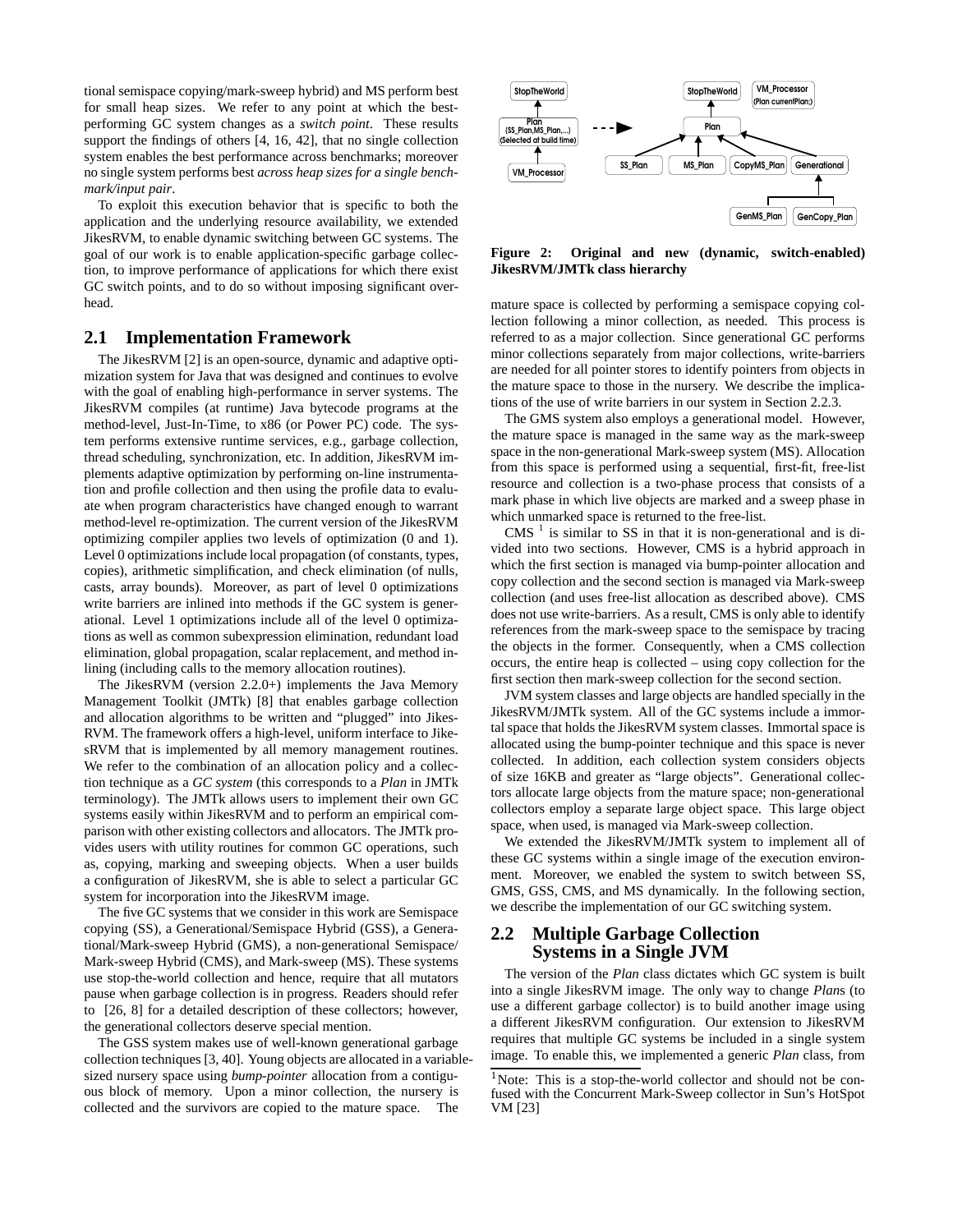tional semispace copying/mark-sweep hybrid) and MS perform best for small heap sizes. We refer to any point at which the best-performing GC system changes as a *switch point*. These results support the findings of others [4, 16, 42], that no single collection system enables the best performance across benchmarks; moreover no single system performs best *across heap sizes for a single benchmark/input pair*.

To exploit this execution behavior that is specific to both the application and the underlying resource availability, we extended JikesRVM, to enable dynamic switching between GC systems. The goal of our work is to enable application-specific garbage collection, to improve performance of applications for which there exist GC switch points, and to do so without imposing significant overhead.

## 2.1 Implementation Framework

The JikesRVM [2] is an open-source, dynamic and adaptive optimization system for Java that was designed and continues to evolve with the goal of enabling high-performance in server systems. The JikesRVM compiles (at runtime) Java bytecode programs at the method-level, Just-In-Time, to x86 (or Power PC) code. The system performs extensive runtime services, e.g., garbage collection, thread scheduling, synchronization, etc. In addition, JikesRVM implements adaptive optimization by performing on-line instrumentation and profile collection and then using the profile data to evaluate when program characteristics have changed enough to warrant method-level re-optimization. The current version of the JikesRVM optimizing compiler applies two levels of optimization (0 and 1). Level 0 optimizations include local propagation (of constants, types, copies), arithmetic simplification, and check elimination (of nulls, casts, array bounds). Moreover, as part of level 0 optimizations write barriers are inlined into methods if the GC system is generational. Level 1 optimizations include all of the level 0 optimizations as well as common subexpression elimination, redundant load elimination, global propagation, scalar replacement, and method inlining (including calls to the memory allocation routines).

The JikesRVM (version 2.2.0+) implements the Java Memory Management Toolkit (JMTk) [8] that enables garbage collection and allocation algorithms to be written and "plugged" into JikesRVM. The framework offers a high-level, uniform interface to JikesRVM that is implemented by all memory management routines. We refer to the combination of an allocation policy and a collection technique as a *GC system* (this corresponds to a *Plan* in JMTk terminology). The JMTk allows users to implement their own GC systems easily within JikesRVM and to perform an empirical comparison with other existing collectors and allocators. The JMTk provides users with utility routines for common GC operations, such as, copying, marking and sweeping objects. When a user builds a configuration of JikesRVM, she is able to select a particular GC system for incorporation into the JikesRVM image.

The five GC systems that we consider in this work are Semispace copying (SS), a Generational/Semispace Hybrid (GSS), a Generational/Mark-sweep Hybrid (GMS), a non-generational Semispace/Mark-sweep Hybrid (CMS), and Mark-sweep (MS). These systems use stop-the-world collection and hence, require that all mutators pause when garbage collection is in progress. Readers should refer to [26, 8] for a detailed description of these collectors; however, the generational collectors deserve special mention.

The GSS system makes use of well-known generational garbage collection techniques [3, 40]. Young objects are allocated in a variable-sized nursery space using *bump-pointer* allocation from a contiguous block of memory. Upon a minor collection, the nursery is collected and the survivors are copied to the mature space. The mature space is collected by performing a semispace copying collection following a minor collection, as needed. This process is referred to as a major collection. Since generational GC performs minor collections separately from major collections, write-barriers are needed for all pointer stores to identify pointers from objects in the mature space to those in the nursery. We describe the implications of the use of write barriers in our system in Section 2.2.3.

**Figure 2: Original and new (dynamic, switch-enabled) JikesRVM/JMTk class hierarchy**

The GMS system also employs a generational model. However, the mature space is managed in the same way as the mark-sweep space in the non-generational Mark-sweep system (MS). Allocation from this space is performed using a sequential, first-fit, free-list resource and collection is a two-phase process that consists of a mark phase in which live objects are marked and a sweep phase in which unmarked space is returned to the free-list.

CMS [1] is similar to SS in that it is non-generational and is divided into two sections. However, CMS is a hybrid approach in which the first section is managed via bump-pointer allocation and copy collection and the second section is managed via Mark-sweep collection (and uses free-list allocation as described above). CMS does not use write-barriers. As a result, CMS is only able to identify references from the mark-sweep space to the semispace by tracing the objects in the former. Consequently, when a CMS collection occurs, the entire heap is collected – using copy collection for the first section then mark-sweep collection for the second section.

JVM system classes and large objects are handled specially in the JikesRVM/JMTk system. All of the GC systems include a immortal space that holds the JikesRVM system classes. Immortal space is allocated using the bump-pointer technique and this space is never collected. In addition, each collection system considers objects of size 16KB and greater as "large objects". Generational collectors allocate large objects from the mature space; non-generational collectors employ a separate large object space. This large object space, when used, is managed via Mark-sweep collection.

We extended the JikesRVM/JMTk system to implement all of these GC systems within a single image of the execution environment. Moreover, we enabled the system to switch between SS, GMS, GSS, CMS, and MS dynamically. In the following section, we describe the implementation of our GC switching system.

## 2.2 Multiple Garbage Collection Systems in a Single JVM

The version of the *Plan* class dictates which GC system is built into a single JikesRVM image. The only way to change *Plan*s (to use a different garbage collector) is to build another image using a different JikesRVM configuration. Our extension to JikesRVM requires that multiple GC systems be included in a single system image. To enable this, we implemented a generic *Plan* class, from

[1] Note: This is a stop-the-world collector and should not be confused with the Concurrent Mark-Sweep collector in Sun's HotSpot VM [23]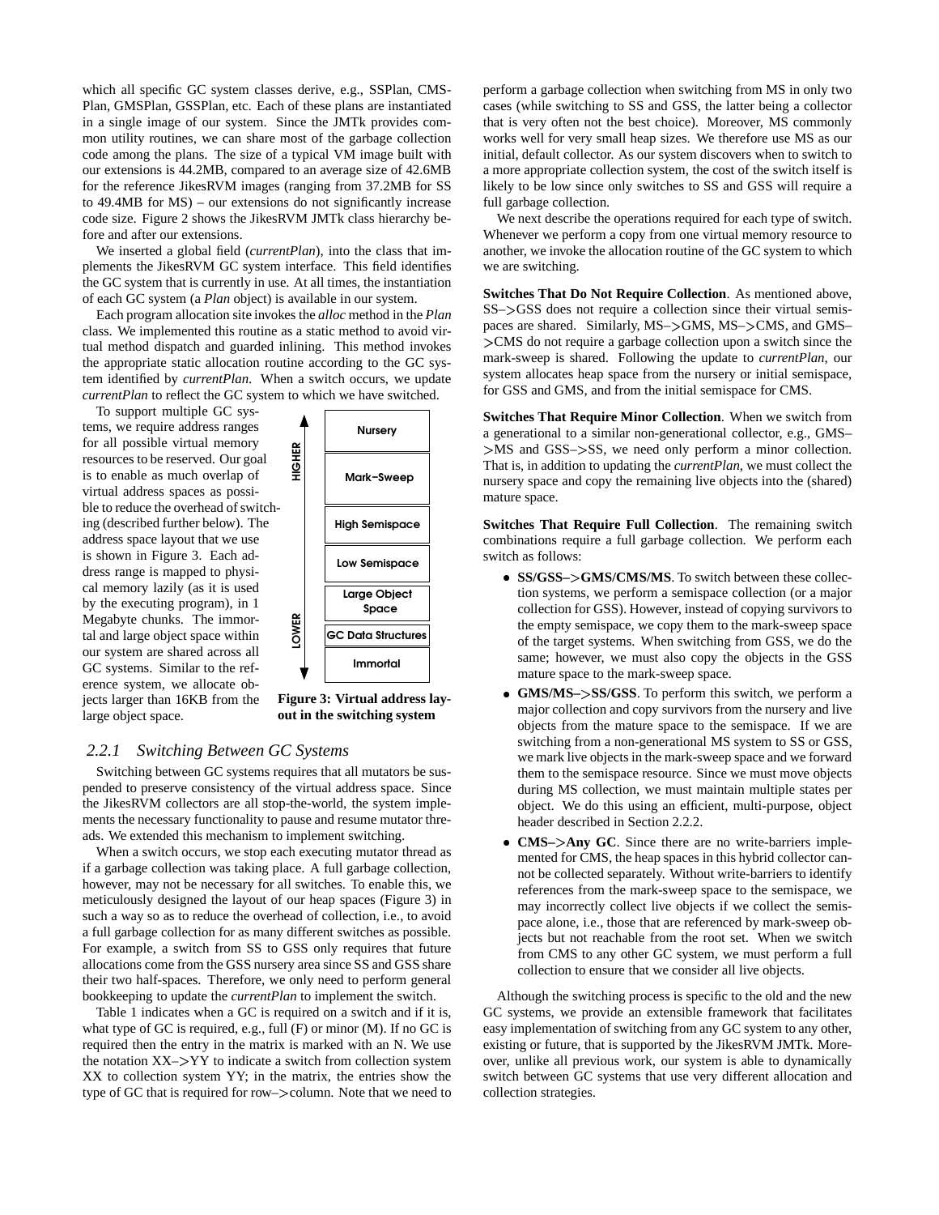which all specific GC system classes derive, e.g., SSPlan, CMSPlan, GMSPlan, GSSPlan, etc. Each of these plans are instantiated in a single image of our system. Since the JMTk provides common utility routines, we can share most of the garbage collection code among the plans. The size of a typical VM image built with our extensions is 44.2MB, compared to an average size of 42.6MB for the reference JikesRVM images (ranging from 37.2MB for SS to 49.4MB for MS) – our extensions do not significantly increase code size. Figure 2 shows the JikesRVM JMTk class hierarchy before and after our extensions.

We inserted a global field (*currentPlan*), into the class that implements the JikesRVM GC system interface. This field identifies the GC system that is currently in use. At all times, the instantiation of each GC system (a *Plan* object) is available in our system.

Each program allocation site invokes the *alloc* method in the *Plan* class. We implemented this routine as a static method to avoid virtual method dispatch and guarded inlining. This method invokes the appropriate static allocation routine according to the GC system identified by *currentPlan*. When a switch occurs, we update *currentPlan* to reflect the GC system to which we have switched.

To support multiple GC systems, we require address ranges for all possible virtual memory resources to be reserved. Our goal is to enable as much overlap of virtual address spaces as possible to reduce the overhead of switching (described further below). The address space layout that we use is shown in Figure 3. Each address range is mapped to physical memory lazily (as it is used by the executing program), in 1 Megabyte chunks. The immortal and large object space within our system are shared across all GC systems. Similar to the reference system, we allocate objects larger than 16KB from the large object space.

| HIGHER |
|---|
| Nursery |
| Mark–Sweep |
| High Semispace |
| Low Semispace |
| Large Object Space |
| GC Data Structures |
| Immortal |
| LOWER |

**Figure 3: Virtual address layout in the switching system**

### 2.2.1 Switching Between GC Systems

Switching between GC systems requires that all mutators be suspended to preserve consistency of the virtual address space. Since the JikesRVM collectors are all stop-the-world, the system implements the necessary functionality to pause and resume mutator threads. We extended this mechanism to implement switching.

When a switch occurs, we stop each executing mutator thread as if a garbage collection was taking place. A full garbage collection, however, may not be necessary for all switches. To enable this, we meticulously designed the layout of our heap spaces (Figure 3) in such a way so as to reduce the overhead of collection, i.e., to avoid a full garbage collection for as many different switches as possible. For example, a switch from SS to GSS only requires that future allocations come from the GSS nursery area since SS and GSS share their two half-spaces. Therefore, we only need to perform general bookkeeping to update the *currentPlan* to implement the switch.

Table 1 indicates when a GC is required on a switch and if it is, what type of GC is required, e.g., full (F) or minor (M). If no GC is required then the entry in the matrix is marked with an N. We use the notation XX–>YY to indicate a switch from collection system XX to collection system YY; in the matrix, the entries show the type of GC that is required for row–>column. Note that we need to perform a garbage collection when switching from MS in only two cases (while switching to SS and GSS, the latter being a collector that is very often not the best choice). Moreover, MS commonly works well for very small heap sizes. We therefore use MS as our initial, default collector. As our system discovers when to switch to a more appropriate collection system, the cost of the switch itself is likely to be low since only switches to SS and GSS will require a full garbage collection.

We next describe the operations required for each type of switch. Whenever we perform a copy from one virtual memory resource to another, we invoke the allocation routine of the GC system to which we are switching.

**Switches That Do Not Require Collection**. As mentioned above, SS–>GSS does not require a collection since their virtual semispaces are shared. Similarly, MS–>GMS, MS–>CMS, and GMS–>CMS do not require a garbage collection upon a switch since the mark-sweep is shared. Following the update to *currentPlan*, our system allocates heap space from the nursery or initial semispace, for GSS and GMS, and from the initial semispace for CMS.

**Switches That Require Minor Collection**. When we switch from a generational to a similar non-generational collector, e.g., GMS–>MS and GSS–>SS, we need only perform a minor collection. That is, in addition to updating the *currentPlan*, we must collect the nursery space and copy the remaining live objects into the (shared) mature space.

**Switches That Require Full Collection**. The remaining switch combinations require a full garbage collection. We perform each switch as follows:

- **SS/GSS–>GMS/CMS/MS**. To switch between these collection systems, we perform a semispace collection (or a major collection for GSS). However, instead of copying survivors to the empty semispace, we copy them to the mark-sweep space of the target systems. When switching from GSS, we do the same; however, we must also copy the objects in the GSS mature space to the mark-sweep space.
- **GMS/MS–>SS/GSS**. To perform this switch, we perform a major collection and copy survivors from the nursery and live objects from the mature space to the semispace. If we are switching from a non-generational MS system to SS or GSS, we mark live objects in the mark-sweep space and we forward them to the semispace resource. Since we must move objects during MS collection, we must maintain multiple states per object. We do this using an efficient, multi-purpose, object header described in Section 2.2.2.
- **CMS–>Any GC**. Since there are no write-barriers implemented for CMS, the heap spaces in this hybrid collector cannot be collected separately. Without write-barriers to identify references from the mark-sweep space to the semispace, we may incorrectly collect live objects if we collect the semispace alone, i.e., those that are referenced by mark-sweep objects but not reachable from the root set. When we switch from CMS to any other GC system, we must perform a full collection to ensure that we consider all live objects.

Although the switching process is specific to the old and the new GC systems, we provide an extensible framework that facilitates easy implementation of switching from any GC system to any other, existing or future, that is supported by the JikesRVM JMTk. Moreover, unlike all previous work, our system is able to dynamically switch between GC systems that use very different allocation and collection strategies.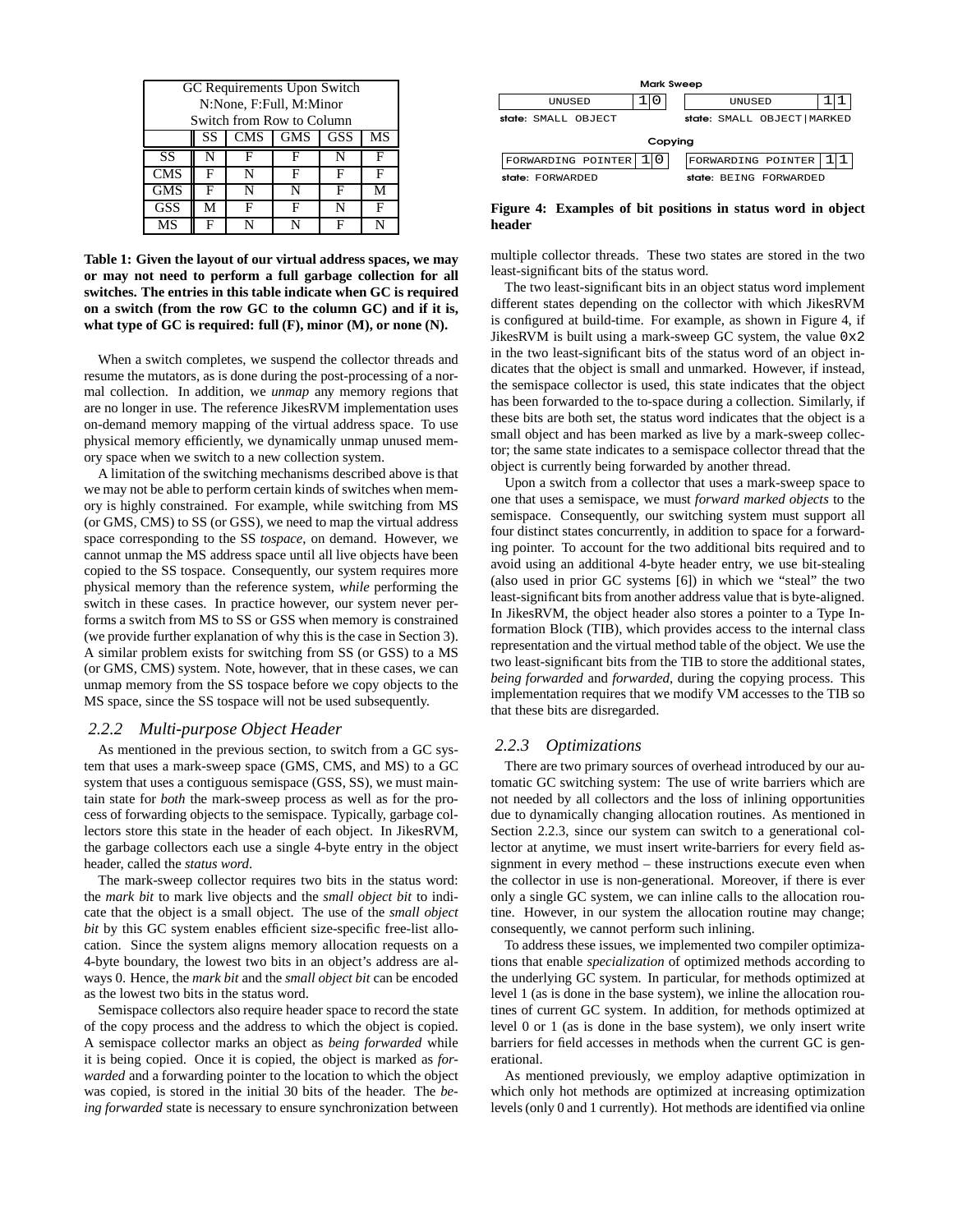| GC Requirements Upon Switch N:None, F:Full, M:Minor Switch from Row to Column | | | | | |
|---|---|---|---|---|---|
| | SS | CMS | GMS | GSS | MS |
| SS | N | F | F | N | F |
| CMS | F | N | F | F | F |
| GMS | F | N | N | F | M |
| GSS | M | F | F | N | F |
| MS | F | N | N | F | N |

**Table 1: Given the layout of our virtual address spaces, we may or may not need to perform a full garbage collection for all switches. The entries in this table indicate when GC is required on a switch (from the row GC to the column GC) and if it is, what type of GC is required: full (F), minor (M), or none (N).**

When a switch completes, we suspend the collector threads and resume the mutators, as is done during the post-processing of a normal collection. In addition, we *unmap* any memory regions that are no longer in use. The reference JikesRVM implementation uses on-demand memory mapping of the virtual address space. To use physical memory efficiently, we dynamically unmap unused memory space when we switch to a new collection system.

A limitation of the switching mechanisms described above is that we may not be able to perform certain kinds of switches when memory is highly constrained. For example, while switching from MS (or GMS, CMS) to SS (or GSS), we need to map the virtual address space corresponding to the SS *tospace*, on demand. However, we cannot unmap the MS address space until all live objects have been copied to the SS tospace. Consequently, our system requires more physical memory than the reference system, *while* performing the switch in these cases. In practice however, our system never performs a switch from MS to SS or GSS when memory is constrained (we provide further explanation of why this is the case in Section 3). A similar problem exists for switching from SS (or GSS) to a MS (or GMS, CMS) system. Note, however, that in these cases, we can unmap memory from the SS tospace before we copy objects to the MS space, since the SS tospace will not be used subsequently.

### 2.2.2 Multi-purpose Object Header

As mentioned in the previous section, to switch from a GC system that uses a mark-sweep space (GMS, CMS, and MS) to a GC system that uses a contiguous semispace (GSS, SS), we must maintain state for *both* the mark-sweep process as well as for the process of forwarding objects to the semispace. Typically, garbage collectors store this state in the header of each object. In JikesRVM, the garbage collectors each use a single 4-byte entry in the object header, called the *status word*.

The mark-sweep collector requires two bits in the status word: the *mark bit* to mark live objects and the *small object bit* to indicate that the object is a small object. The use of the *small object bit* by this GC system enables efficient size-specific free-list allocation. Since the system aligns memory allocation requests on a 4-byte boundary, the lowest two bits in an object's address are always 0. Hence, the *mark bit* and the *small object bit* can be encoded as the lowest two bits in the status word.

Semispace collectors also require header space to record the state of the copy process and the address to which the object is copied. A semispace collector marks an object as *being forwarded* while it is being copied. Once it is copied, the object is marked as *forwarded* and a forwarding pointer to the location to which the object was copied, is stored in the initial 30 bits of the header. The *being forwarded* state is necessary to ensure synchronization between multiple collector threads. These two states are stored in the two least-significant bits of the status word.

**Mark Sweep**

| UNUSED | 1 | 0 |
|---|---|---|

state: SMALL OBJECT

| UNUSED | 1 | 1 |
|---|---|---|

state: SMALL OBJECT|MARKED

**Copying**

| FORWARDING POINTER | 1 | 0 |
|---|---|---|

state: FORWARDED

| FORWARDING POINTER | 1 | 1 |
|---|---|---|

state: BEING FORWARDED

**Figure 4: Examples of bit positions in status word in object header**

The two least-significant bits in an object status word implement different states depending on the collector with which JikesRVM is configured at build-time. For example, as shown in Figure 4, if JikesRVM is built using a mark-sweep GC system, the value `0x2` in the two least-significant bits of the status word of an object indicates that the object is small and unmarked. However, if instead, the semispace collector is used, this state indicates that the object has been forwarded to the to-space during a collection. Similarly, if these bits are both set, the status word indicates that the object is a small object and has been marked as live by a mark-sweep collector; the same state indicates to a semispace collector thread that the object is currently being forwarded by another thread.

Upon a switch from a collector that uses a mark-sweep space to one that uses a semispace, we must *forward marked objects* to the semispace. Consequently, our switching system must support all four distinct states concurrently, in addition to space for a forwarding pointer. To account for the two additional bits required and to avoid using an additional 4-byte header entry, we use bit-stealing (also used in prior GC systems [6]) in which we "steal" the two least-significant bits from another address value that is byte-aligned. In JikesRVM, the object header also stores a pointer to a Type Information Block (TIB), which provides access to the internal class representation and the virtual method table of the object. We use the two least-significant bits from the TIB to store the additional states, *being forwarded* and *forwarded*, during the copying process. This implementation requires that we modify VM accesses to the TIB so that these bits are disregarded.

### 2.2.3 Optimizations

There are two primary sources of overhead introduced by our automatic GC switching system: The use of write barriers which are not needed by all collectors and the loss of inlining opportunities due to dynamically changing allocation routines. As mentioned in Section 2.2.3, since our system can switch to a generational collector at anytime, we must insert write-barriers for every field assignment in every method – these instructions execute even when the collector in use is non-generational. Moreover, if there is ever only a single GC system, we can inline calls to the allocation routine. However, in our system the allocation routine may change; consequently, we cannot perform such inlining.

To address these issues, we implemented two compiler optimizations that enable *specialization* of optimized methods according to the underlying GC system. In particular, for methods optimized at level 1 (as is done in the base system), we inline the allocation routines of current GC system. In addition, for methods optimized at level 0 or 1 (as is done in the base system), we only insert write barriers for field accesses in methods when the current GC is generational.

As mentioned previously, we employ adaptive optimization in which only hot methods are optimized at increasing optimization levels (only 0 and 1 currently). Hot methods are identified via online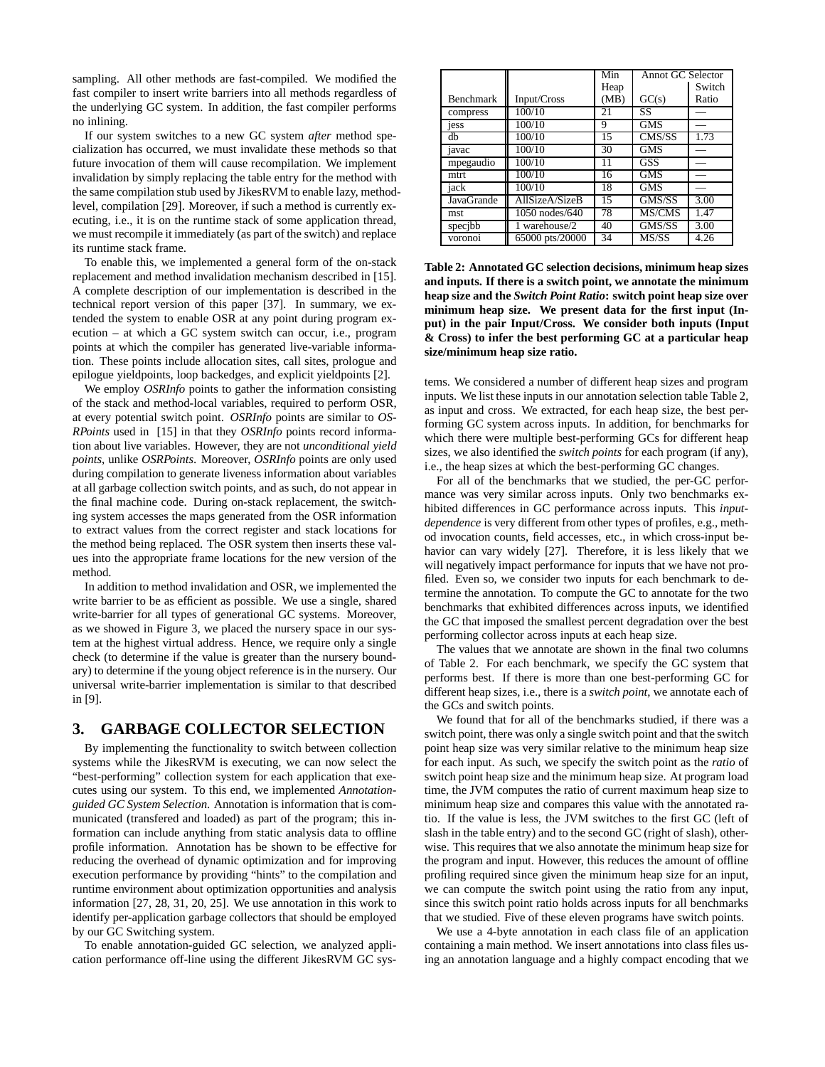sampling. All other methods are fast-compiled. We modified the fast compiler to insert write barriers into all methods regardless of the underlying GC system. In addition, the fast compiler performs no inlining.

If our system switches to a new GC system *after* method specialization has occurred, we must invalidate these methods so that future invocation of them will cause recompilation. We implement invalidation by simply replacing the table entry for the method with the same compilation stub used by JikesRVM to enable lazy, method-level, compilation [29]. Moreover, if such a method is currently executing, i.e., it is on the runtime stack of some application thread, we must recompile it immediately (as part of the switch) and replace its runtime stack frame.

To enable this, we implemented a general form of the on-stack replacement and method invalidation mechanism described in [15]. A complete description of our implementation is described in the technical report version of this paper [37]. In summary, we extended the system to enable OSR at any point during program execution – at which a GC system switch can occur, i.e., program points at which the compiler has generated live-variable information. These points include allocation sites, call sites, prologue and epilogue yieldpoints, loop backedges, and explicit yieldpoints [2].

We employ *OSRInfo* points to gather the information consisting of the stack and method-local variables, required to perform OSR, at every potential switch point. *OSRInfo* points are similar to *OSRPoints* used in [15] in that they *OSRInfo* points record information about live variables. However, they are not *unconditional yield points*, unlike *OSRPoints*. Moreover, *OSRInfo* points are only used during compilation to generate liveness information about variables at all garbage collection switch points, and as such, do not appear in the final machine code. During on-stack replacement, the switching system accesses the maps generated from the OSR information to extract values from the correct register and stack locations for the method being replaced. The OSR system then inserts these values into the appropriate frame locations for the new version of the method.

In addition to method invalidation and OSR, we implemented the write barrier to be as efficient as possible. We use a single, shared write-barrier for all types of generational GC systems. Moreover, as we showed in Figure 3, we placed the nursery space in our system at the highest virtual address. Hence, we require only a single check (to determine if the value is greater than the nursery boundary) to determine if the young object reference is in the nursery. Our universal write-barrier implementation is similar to that described in [9].

## 3. GARBAGE COLLECTOR SELECTION

By implementing the functionality to switch between collection systems while the JikesRVM is executing, we can now select the "best-performing" collection system for each application that executes using our system. To this end, we implemented *Annotation-guided GC System Selection*. Annotation is information that is communicated (transfered and loaded) as part of the program; this information can include anything from static analysis data to offline profile information. Annotation has been shown to be effective for reducing the overhead of dynamic optimization and for improving execution performance by providing "hints" to the compilation and runtime environment about optimization opportunities and analysis information [27, 28, 31, 20, 25]. We use annotation in this work to identify per-application garbage collectors that should be employed by our GC Switching system.

To enable annotation-guided GC selection, we analyzed application performance off-line using the different JikesRVM GC systems. We considered a number of different heap sizes and program inputs. We list these inputs in our annotation selection table Table 2, as input and cross. We extracted, for each heap size, the best performing GC system across inputs. In addition, for benchmarks for which there were multiple best-performing GCs for different heap sizes, we also identified the *switch points* for each program (if any), i.e., the heap sizes at which the best-performing GC changes.

| | | Min | Annot GC Selector | |
|---|---|---|---|---|
| | | Heap | | Switch |
| Benchmark | Input/Cross | (MB) | GC(s) | Ratio |
| compress | 100/10 | 21 | SS | — |
| jess | 100/10 | 9 | GMS | — |
| db | 100/10 | 15 | CMS/SS | 1.73 |
| javac | 100/10 | 30 | GMS | — |
| mpegaudio | 100/10 | 11 | GSS | — |
| mtrt | 100/10 | 16 | GMS | — |
| jack | 100/10 | 18 | GMS | — |
| JavaGrande | AllSizeA/SizeB | 15 | GMS/SS | 3.00 |
| mst | 1050 nodes/640 | 78 | MS/CMS | 1.47 |
| specjbb | 1 warehouse/2 | 40 | GMS/SS | 3.00 |
| voronoi | 65000 pts/20000 | 34 | MS/SS | 4.26 |

**Table 2: Annotated GC selection decisions, minimum heap sizes and inputs. If there is a switch point, we annotate the minimum heap size and the *Switch Point Ratio*: switch point heap size over minimum heap size. We present data for the first input (Input) in the pair Input/Cross. We consider both inputs (Input & Cross) to infer the best performing GC at a particular heap size/minimum heap size ratio.**

For all of the benchmarks that we studied, the per-GC performance was very similar across inputs. Only two benchmarks exhibited differences in GC performance across inputs. This *input-dependence* is very different from other types of profiles, e.g., method invocation counts, field accesses, etc., in which cross-input behavior can vary widely [27]. Therefore, it is less likely that we will negatively impact performance for inputs that we have not profiled. Even so, we consider two inputs for each benchmark to determine the annotation. To compute the GC to annotate for the two benchmarks that exhibited differences across inputs, we identified the GC that imposed the smallest percent degradation over the best performing collector across inputs at each heap size.

The values that we annotate are shown in the final two columns of Table 2. For each benchmark, we specify the GC system that performs best. If there is more than one best-performing GC for different heap sizes, i.e., there is a *switch point*, we annotate each of the GCs and switch points.

We found that for all of the benchmarks studied, if there was a switch point, there was only a single switch point and that the switch point heap size was very similar relative to the minimum heap size for each input. As such, we specify the switch point as the *ratio* of switch point heap size and the minimum heap size. At program load time, the JVM computes the ratio of current maximum heap size to minimum heap size and compares this value with the annotated ratio. If the value is less, the JVM switches to the first GC (left of slash in the table entry) and to the second GC (right of slash), otherwise. This requires that we also annotate the minimum heap size for the program and input. However, this reduces the amount of offline profiling required since given the minimum heap size for an input, we can compute the switch point using the ratio from any input, since this switch point ratio holds across inputs for all benchmarks that we studied. Five of these eleven programs have switch points.

We use a 4-byte annotation in each class file of an application containing a main method. We insert annotations into class files using an annotation language and a highly compact encoding that we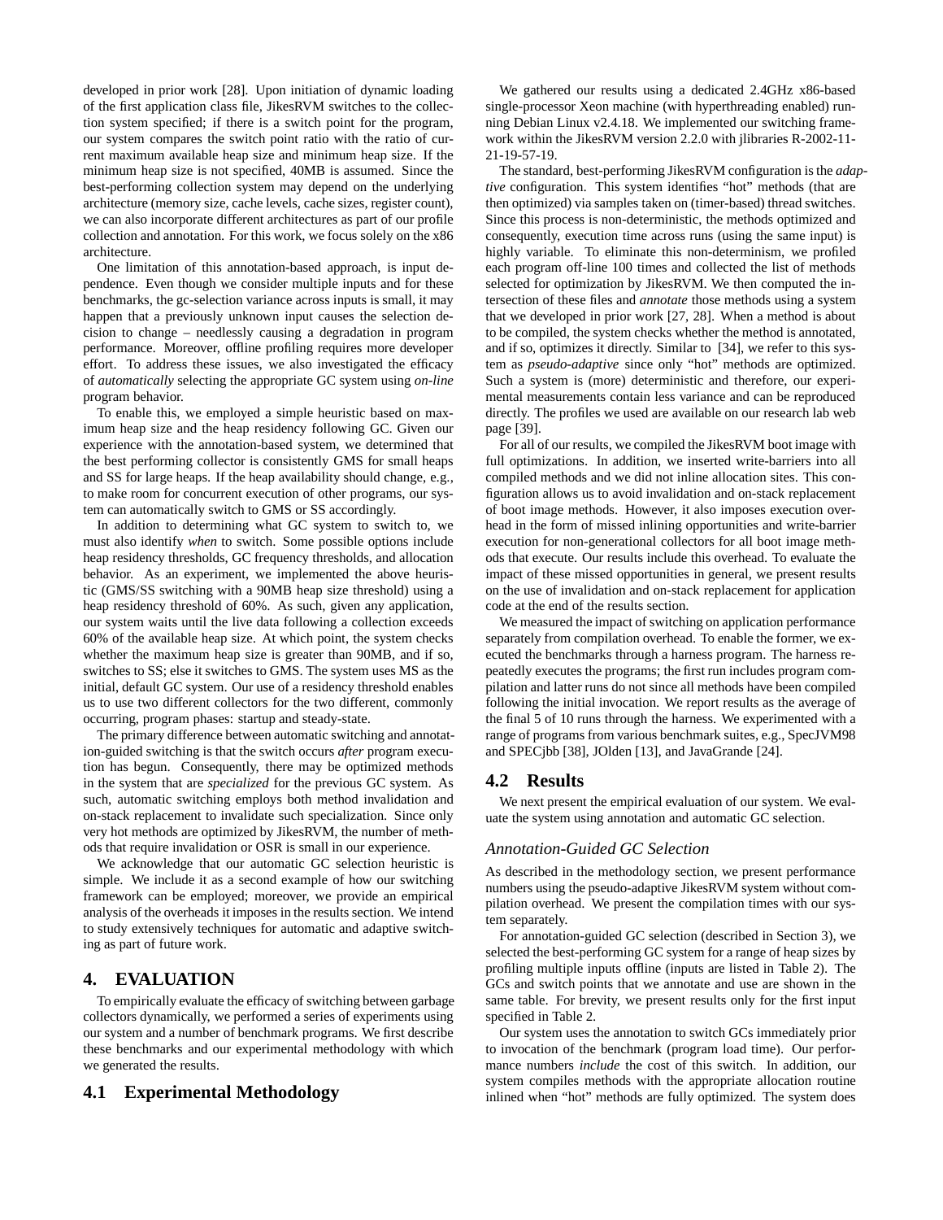developed in prior work [28]. Upon initiation of dynamic loading of the first application class file, JikesRVM switches to the collection system specified; if there is a switch point for the program, our system compares the switch point ratio with the ratio of current maximum available heap size and minimum heap size. If the minimum heap size is not specified, 40MB is assumed. Since the best-performing collection system may depend on the underlying architecture (memory size, cache levels, cache sizes, register count), we can also incorporate different architectures as part of our profile collection and annotation. For this work, we focus solely on the x86 architecture.

One limitation of this annotation-based approach, is input dependence. Even though we consider multiple inputs and for these benchmarks, the gc-selection variance across inputs is small, it may happen that a previously unknown input causes the selection decision to change – needlessly causing a degradation in program performance. Moreover, offline profiling requires more developer effort. To address these issues, we also investigated the efficacy of *automatically* selecting the appropriate GC system using *on-line* program behavior.

To enable this, we employed a simple heuristic based on maximum heap size and the heap residency following GC. Given our experience with the annotation-based system, we determined that the best performing collector is consistently GMS for small heaps and SS for large heaps. If the heap availability should change, e.g., to make room for concurrent execution of other programs, our system can automatically switch to GMS or SS accordingly.

In addition to determining what GC system to switch to, we must also identify *when* to switch. Some possible options include heap residency thresholds, GC frequency thresholds, and allocation behavior. As an experiment, we implemented the above heuristic (GMS/SS switching with a 90MB heap size threshold) using a heap residency threshold of 60%. As such, given any application, our system waits until the live data following a collection exceeds 60% of the available heap size. At which point, the system checks whether the maximum heap size is greater than 90MB, and if so, switches to SS; else it switches to GMS. The system uses MS as the initial, default GC system. Our use of a residency threshold enables us to use two different collectors for the two different, commonly occurring, program phases: startup and steady-state.

The primary difference between automatic switching and annotation-guided switching is that the switch occurs *after* program execution has begun. Consequently, there may be optimized methods in the system that are *specialized* for the previous GC system. As such, automatic switching employs both method invalidation and on-stack replacement to invalidate such specialization. Since only very hot methods are optimized by JikesRVM, the number of methods that require invalidation or OSR is small in our experience.

We acknowledge that our automatic GC selection heuristic is simple. We include it as a second example of how our switching framework can be employed; moreover, we provide an empirical analysis of the overheads it imposes in the results section. We intend to study extensively techniques for automatic and adaptive switching as part of future work.

# 4. EVALUATION

To empirically evaluate the efficacy of switching between garbage collectors dynamically, we performed a series of experiments using our system and a number of benchmark programs. We first describe these benchmarks and our experimental methodology with which we generated the results.

## 4.1 Experimental Methodology

We gathered our results using a dedicated 2.4GHz x86-based single-processor Xeon machine (with hyperthreading enabled) running Debian Linux v2.4.18. We implemented our switching framework within the JikesRVM version 2.2.0 with jlibraries R-2002-11-21-19-57-19.

The standard, best-performing JikesRVM configuration is the *adaptive* configuration. This system identifies "hot" methods (that are then optimized) via samples taken on (timer-based) thread switches. Since this process is non-deterministic, the methods optimized and consequently, execution time across runs (using the same input) is highly variable. To eliminate this non-determinism, we profiled each program off-line 100 times and collected the list of methods selected for optimization by JikesRVM. We then computed the intersection of these files and *annotate* those methods using a system that we developed in prior work [27, 28]. When a method is about to be compiled, the system checks whether the method is annotated, and if so, optimizes it directly. Similar to [34], we refer to this system as *pseudo-adaptive* since only "hot" methods are optimized. Such a system is (more) deterministic and therefore, our experimental measurements contain less variance and can be reproduced directly. The profiles we used are available on our research lab web page [39].

For all of our results, we compiled the JikesRVM boot image with full optimizations. In addition, we inserted write-barriers into all compiled methods and we did not inline allocation sites. This configuration allows us to avoid invalidation and on-stack replacement of boot image methods. However, it also imposes execution overhead in the form of missed inlining opportunities and write-barrier execution for non-generational collectors for all boot image methods that execute. Our results include this overhead. To evaluate the impact of these missed opportunities in general, we present results on the use of invalidation and on-stack replacement for application code at the end of the results section.

We measured the impact of switching on application performance separately from compilation overhead. To enable the former, we executed the benchmarks through a harness program. The harness repeatedly executes the programs; the first run includes program compilation and latter runs do not since all methods have been compiled following the initial invocation. We report results as the average of the final 5 of 10 runs through the harness. We experimented with a range of programs from various benchmark suites, e.g., SpecJVM98 and SPECjbb [38], JOlden [13], and JavaGrande [24].

## 4.2 Results

We next present the empirical evaluation of our system. We evaluate the system using annotation and automatic GC selection.

### *Annotation-Guided GC Selection*

As described in the methodology section, we present performance numbers using the pseudo-adaptive JikesRVM system without compilation overhead. We present the compilation times with our system separately.

For annotation-guided GC selection (described in Section 3), we selected the best-performing GC system for a range of heap sizes by profiling multiple inputs offline (inputs are listed in Table 2). The GCs and switch points that we annotate and use are shown in the same table. For brevity, we present results only for the first input specified in Table 2.

Our system uses the annotation to switch GCs immediately prior to invocation of the benchmark (program load time). Our performance numbers *include* the cost of this switch. In addition, our system compiles methods with the appropriate allocation routine inlined when "hot" methods are fully optimized. The system does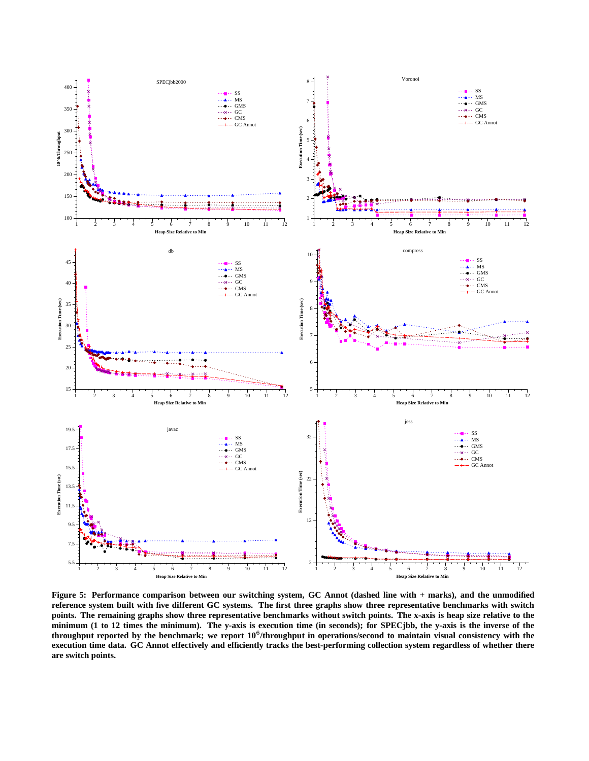**Figure 5: Performance comparison between our switching system, GC Annot (dashed line with + marks), and the unmodified reference system built with five different GC systems. The first three graphs show three representative benchmarks with switch points. The remaining graphs show three representative benchmarks without switch points. The x-axis is heap size relative to the minimum (1 to 12 times the minimum). The y-axis is execution time (in seconds); for SPECjbb, the y-axis is the inverse of the throughput reported by the benchmark; we report $10^6$/throughput in operations/second to maintain visual consistency with the execution time data. GC Annot effectively and efficiently tracks the best-performing collection system regardless of whether there are switch points.**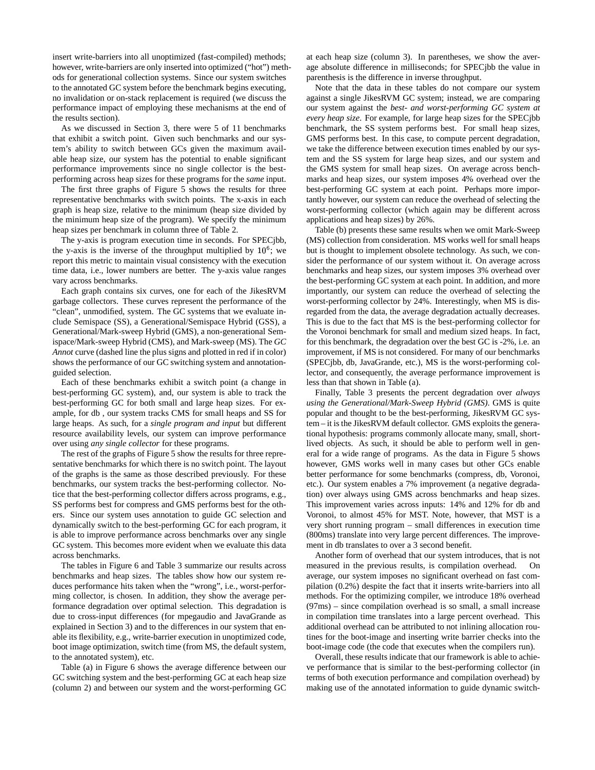insert write-barriers into all unoptimized (fast-compiled) methods; however, write-barriers are only inserted into optimized ("hot") methods for generational collection systems. Since our system switches to the annotated GC system before the benchmark begins executing, no invalidation or on-stack replacement is required (we discuss the performance impact of employing these mechanisms at the end of the results section).

As we discussed in Section 3, there were 5 of 11 benchmarks that exhibit a switch point. Given such benchmarks and our system's ability to switch between GCs given the maximum available heap size, our system has the potential to enable significant performance improvements since no single collector is the best-performing across heap sizes for these programs for the *same* input.

The first three graphs of Figure 5 shows the results for three representative benchmarks with switch points. The x-axis in each graph is heap size, relative to the minimum (heap size divided by the minimum heap size of the program). We specify the minimum heap sizes per benchmark in column three of Table 2.

The y-axis is program execution time in seconds. For SPECjbb, the y-axis is the inverse of the throughput multiplied by $10^6$; we report this metric to maintain visual consistency with the execution time data, i.e., lower numbers are better. The y-axis value ranges vary across benchmarks.

Each graph contains six curves, one for each of the JikesRVM garbage collectors. These curves represent the performance of the "clean", unmodified, system. The GC systems that we evaluate include Semispace (SS), a Generational/Semispace Hybrid (GSS), a Generational/Mark-sweep Hybrid (GMS), a non-generational Semispace/Mark-sweep Hybrid (CMS), and Mark-sweep (MS). The *GC Annot* curve (dashed line the plus signs and plotted in red if in color) shows the performance of our GC switching system and annotation-guided selection.

Each of these benchmarks exhibit a switch point (a change in best-performing GC system), and, our system is able to track the best-performing GC for both small and large heap sizes. For example, for db , our system tracks CMS for small heaps and SS for large heaps. As such, for a *single program and input* but different resource availability levels, our system can improve performance over using *any single collector* for these programs.

The rest of the graphs of Figure 5 show the results for three representative benchmarks for which there is no switch point. The layout of the graphs is the same as those described previously. For these benchmarks, our system tracks the best-performing collector. Notice that the best-performing collector differs across programs, e.g., SS performs best for compress and GMS performs best for the others. Since our system uses annotation to guide GC selection and dynamically switch to the best-performing GC for each program, it is able to improve performance across benchmarks over any single GC system. This becomes more evident when we evaluate this data across benchmarks.

The tables in Figure 6 and Table 3 summarize our results across benchmarks and heap sizes. The tables show how our system reduces performance hits taken when the "wrong", i.e., worst-performing collector, is chosen. In addition, they show the average performance degradation over optimal selection. This degradation is due to cross-input differences (for mpegaudio and JavaGrande as explained in Section 3) and to the differences in our system that enable its flexibility, e.g., write-barrier execution in unoptimized code, boot image optimization, switch time (from MS, the default system, to the annotated system), etc.

Table (a) in Figure 6 shows the average difference between our GC switching system and the best-performing GC at each heap size (column 2) and between our system and the worst-performing GC at each heap size (column 3). In parentheses, we show the average absolute difference in milliseconds; for SPECjbb the value in parenthesis is the difference in inverse throughput.

Note that the data in these tables do not compare our system against a single JikesRVM GC system; instead, we are comparing our system against the *best- and worst-performing GC system at every heap size*. For example, for large heap sizes for the SPECjbb benchmark, the SS system performs best. For small heap sizes, GMS performs best. In this case, to compute percent degradation, we take the difference between execution times enabled by our system and the SS system for large heap sizes, and our system and the GMS system for small heap sizes. On average across benchmarks and heap sizes, our system imposes 4% overhead over the best-performing GC system at each point. Perhaps more importantly however, our system can reduce the overhead of selecting the worst-performing collector (which again may be different across applications and heap sizes) by 26%.

Table (b) presents these same results when we omit Mark-Sweep (MS) collection from consideration. MS works well for small heaps but is thought to implement obsolete technology. As such, we consider the performance of our system without it. On average across benchmarks and heap sizes, our system imposes 3% overhead over the best-performing GC system at each point. In addition, and more importantly, our system can reduce the overhead of selecting the worst-performing collector by 24%. Interestingly, when MS is disregarded from the data, the average degradation actually decreases. This is due to the fact that MS is the best-performing collector for the Voronoi benchmark for small and medium sized heaps. In fact, for this benchmark, the degradation over the best GC is -2%, i.e. an improvement, if MS is not considered. For many of our benchmarks (SPECjbb, db, JavaGrande, etc.), MS is the worst-performing collector, and consequently, the average performance improvement is less than that shown in Table (a).

Finally, Table 3 presents the percent degradation over *always using the Generational/Mark-Sweep Hybrid (GMS)*. GMS is quite popular and thought to be the best-performing, JikesRVM GC system – it is the JikesRVM default collector. GMS exploits the generational hypothesis: programs commonly allocate many, small, short-lived objects. As such, it should be able to perform well in general for a wide range of programs. As the data in Figure 5 shows however, GMS works well in many cases but other GCs enable better performance for some benchmarks (compress, db, Voronoi, etc.). Our system enables a 7% improvement (a negative degradation) over always using GMS across benchmarks and heap sizes. This improvement varies across inputs: 14% and 12% for db and Voronoi, to almost 45% for MST. Note, however, that MST is a very short running program – small differences in execution time (800ms) translate into very large percent differences. The improvement in db translates to over a 3 second benefit.

Another form of overhead that our system introduces, that is not measured in the previous results, is compilation overhead. On average, our system imposes no significant overhead on fast compilation (0.2%) despite the fact that it inserts write-barriers into all methods. For the optimizing compiler, we introduce 18% overhead (97ms) – since compilation overhead is so small, a small increase in compilation time translates into a large percent overhead. This additional overhead can be attributed to not inlining allocation routines for the boot-image and inserting write barrier checks into the boot-image code (the code that executes when the compilers run).

Overall, these results indicate that our framework is able to achieve performance that is similar to the best-performing collector (in terms of both execution performance and compilation overhead) by making use of the annotated information to guide dynamic switch-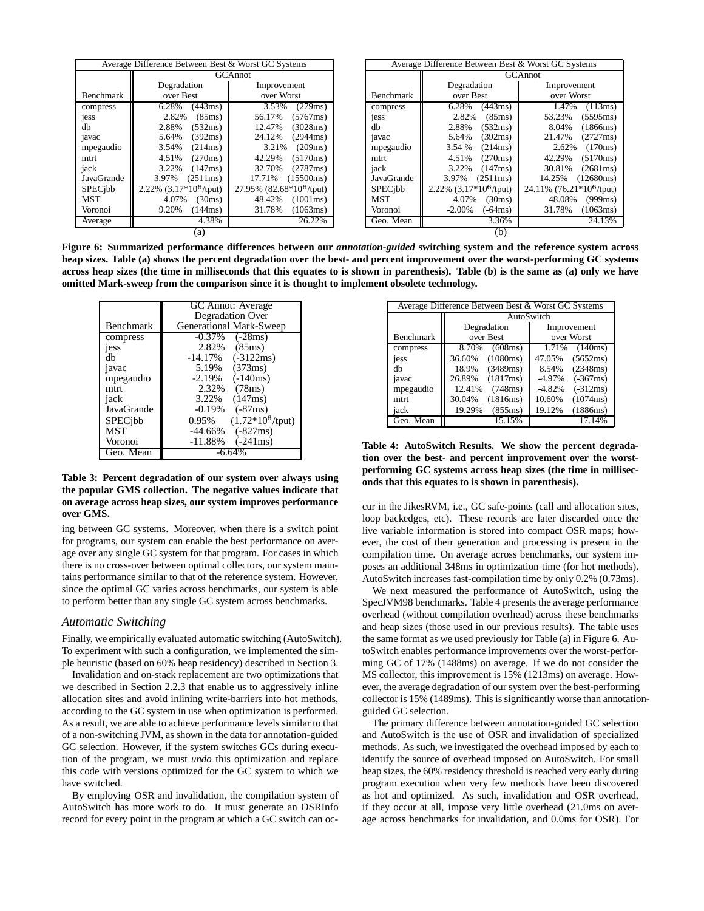| Average Difference Between Best & Worst GC Systems | | |
|---|---|---|
| | GCAnnot | |
| Benchmark | Degradation over Best | Improvement over Worst |
| compress | 6.28% (443ms) | 3.53% (279ms) |
| jess | 2.82% (85ms) | 56.17% (5767ms) |
| db | 2.88% (532ms) | 12.47% (3028ms) |
| javac | 5.64% (392ms) | 24.12% (2944ms) |
| mpegaudio | 3.54% (214ms) | 3.21% (209ms) |
| mtrt | 4.51% (270ms) | 42.29% (5170ms) |
| jack | 3.22% (147ms) | 32.70% (2787ms) |
| JavaGrande | 3.97% (2511ms) | 17.71% (15500ms) |
| SPECjbb | 2.22% ($3.17*10^6$/tput) | 27.95% ($82.68*10^6$/tput) |
| MST | 4.07% (30ms) | 48.42% (1001ms) |
| Voronoi | 9.20% (144ms) | 31.78% (1063ms) |
| Average | 4.38% | 26.22% |

(a)

| Average Difference Between Best & Worst GC Systems | | |
|---|---|---|
| | GCAnnot | |
| Benchmark | Degradation over Best | Improvement over Worst |
| compress | 6.28% (443ms) | 1.47% (113ms) |
| jess | 2.82% (85ms) | 53.23% (5595ms) |
| db | 2.88% (532ms) | 8.04% (1866ms) |
| javac | 5.64% (392ms) | 21.47% (2727ms) |
| mpegaudio | 3.54 % (214ms) | 2.62% (170ms) |
| mtrt | 4.51% (270ms) | 42.29% (5170ms) |
| jack | 3.22% (147ms) | 30.81% (2681ms) |
| JavaGrande | 3.97% (2511ms) | 14.25% (12680ms) |
| SPECjbb | 2.22% ($3.17*10^6$/tput) | 24.11% ($76.21*10^6$/tput) |
| MST | 4.07% (30ms) | 48.08% (999ms) |
| Voronoi | -2.00% (-64ms) | 31.78% (1063ms) |
| Geo. Mean | 3.36% | 24.13% |

(b)

**Figure 6: Summarized performance differences between our *annotation-guided* switching system and the reference system across heap sizes. Table (a) shows the percent degradation over the best- and percent improvement over the worst-performing GC systems across heap sizes (the time in milliseconds that this equates to is shown in parenthesis). Table (b) is the same as (a) only we have omitted Mark-sweep from the comparison since it is thought to implement obsolete technology.**

| Benchmark | GC Annot: Average Degradation Over Generational Mark-Sweep |
|---|---|
| compress | -0.37% (-28ms) |
| jess | 2.82% (85ms) |
| db | -14.17% (-3122ms) |
| javac | 5.19% (373ms) |
| mpegaudio | -2.19% (-140ms) |
| mtrt | 2.32% (78ms) |
| jack | 3.22% (147ms) |
| JavaGrande | -0.19% (-87ms) |
| SPECjbb | 0.95% ($1.72*10^6$/tput) |
| MST | -44.66% (-827ms) |
| Voronoi | -11.88% (-241ms) |
| Geo. Mean | -6.64% |

**Table 3: Percent degradation of our system over always using the popular GMS collection. The negative values indicate that on average across heap sizes, our system improves performance over GMS.**

ing between GC systems. Moreover, when there is a switch point for programs, our system can enable the best performance on average over any single GC system for that program. For cases in which there is no cross-over between optimal collectors, our system maintains performance similar to that of the reference system. However, since the optimal GC varies across benchmarks, our system is able to perform better than any single GC system across benchmarks.

### *Automatic Switching*

Finally, we empirically evaluated automatic switching (AutoSwitch). To experiment with such a configuration, we implemented the simple heuristic (based on 60% heap residency) described in Section 3.

Invalidation and on-stack replacement are two optimizations that we described in Section 2.2.3 that enable us to aggressively inline allocation sites and avoid inlining write-barriers into hot methods, according to the GC system in use when optimization is performed. As a result, we are able to achieve performance levels similar to that of a non-switching JVM, as shown in the data for annotation-guided GC selection. However, if the system switches GCs during execution of the program, we must *undo* this optimization and replace this code with versions optimized for the GC system to which we have switched.

By employing OSR and invalidation, the compilation system of AutoSwitch has more work to do. It must generate an OSRInfo record for every point in the program at which a GC switch can occur in the JikesRVM, i.e., GC safe-points (call and allocation sites, loop backedges, etc). These records are later discarded once the live variable information is stored into compact OSR maps; however, the cost of their generation and processing is present in the compilation time. On average across benchmarks, our system imposes an additional 348ms in optimization time (for hot methods). AutoSwitch increases fast-compilation time by only 0.2% (0.73ms).

| Average Difference Between Best & Worst GC Systems | | |
|---|---|---|
| | AutoSwitch | |
| Benchmark | Degradation over Best | Improvement over Worst |
| compress | 8.70% (608ms) | 1.71% (140ms) |
| jess | 36.60% (1080ms) | 47.05% (5652ms) |
| db | 18.9% (3489ms) | 8.54% (2348ms) |
| javac | 26.89% (1817ms) | -4.97% (-367ms) |
| mpegaudio | 12.41% (748ms) | -4.82% (-312ms) |
| mtrt | 30.04% (1816ms) | 10.60% (1074ms) |
| jack | 19.29% (855ms) | 19.12% (1886ms) |
| Geo. Mean | 15.15% | 17.14% |

**Table 4: AutoSwitch Results. We show the percent degradation over the best- and percent improvement over the worst-performing GC systems across heap sizes (the time in milliseconds that this equates to is shown in parenthesis).**

We next measured the performance of AutoSwitch, using the SpecJVM98 benchmarks. Table 4 presents the average performance overhead (without compilation overhead) across these benchmarks and heap sizes (those used in our previous results). The table uses the same format as we used previously for Table (a) in Figure 6. AutoSwitch enables performance improvements over the worst-performing GC of 17% (1488ms) on average. If we do not consider the MS collector, this improvement is 15% (1213ms) on average. However, the average degradation of our system over the best-performing collector is 15% (1489ms). This is significantly worse than annotation-guided GC selection.

The primary difference between annotation-guided GC selection and AutoSwitch is the use of OSR and invalidation of specialized methods. As such, we investigated the overhead imposed by each to identify the source of overhead imposed on AutoSwitch. For small heap sizes, the 60% residency threshold is reached very early during program execution when very few methods have been discovered as hot and optimized. As such, invalidation and OSR overhead, if they occur at all, impose very little overhead (21.0ms on average across benchmarks for invalidation, and 0.0ms for OSR). For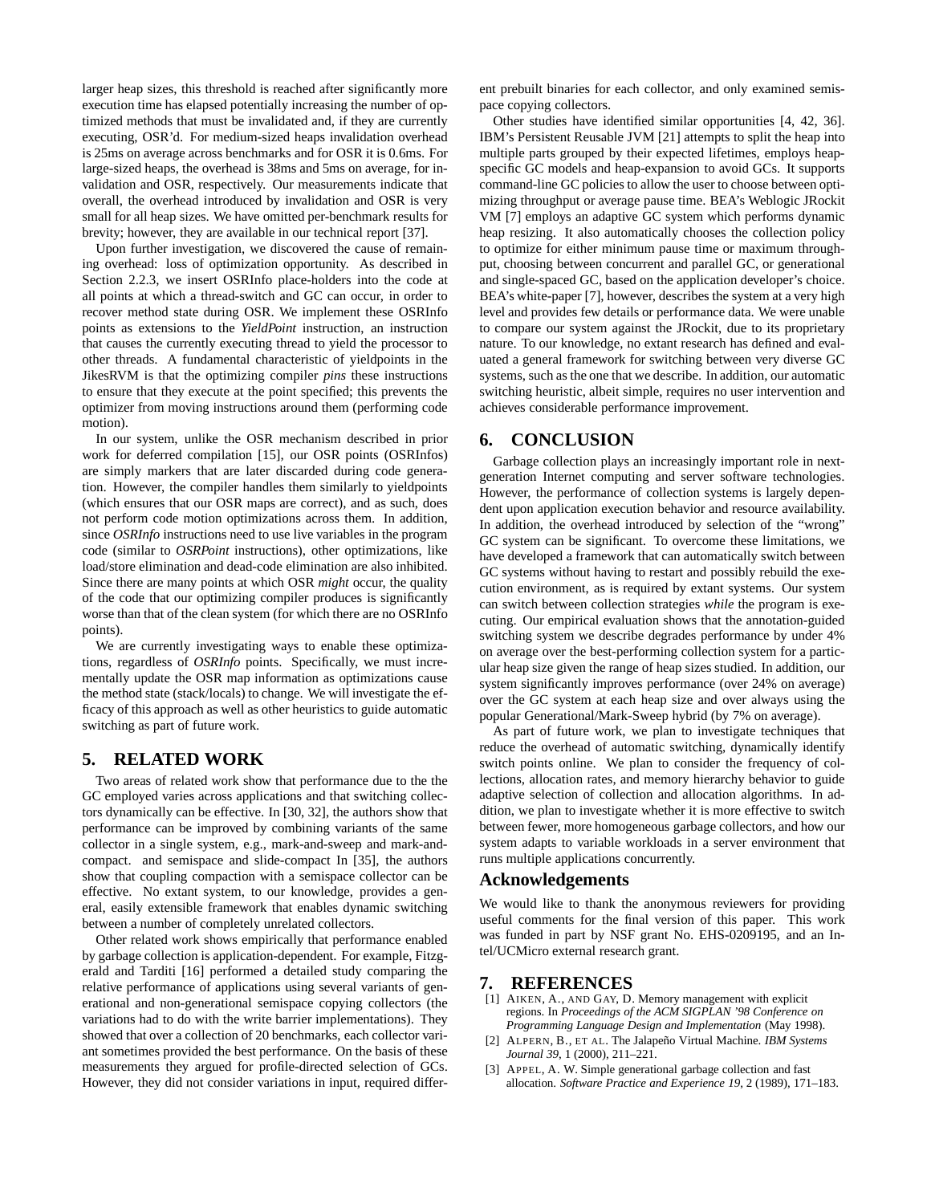larger heap sizes, this threshold is reached after significantly more execution time has elapsed potentially increasing the number of optimized methods that must be invalidated and, if they are currently executing, OSR'd. For medium-sized heaps invalidation overhead is 25ms on average across benchmarks and for OSR it is 0.6ms. For large-sized heaps, the overhead is 38ms and 5ms on average, for invalidation and OSR, respectively. Our measurements indicate that overall, the overhead introduced by invalidation and OSR is very small for all heap sizes. We have omitted per-benchmark results for brevity; however, they are available in our technical report [37].

Upon further investigation, we discovered the cause of remaining overhead: loss of optimization opportunity. As described in Section 2.2.3, we insert OSRInfo place-holders into the code at all points at which a thread-switch and GC can occur, in order to recover method state during OSR. We implement these OSRInfo points as extensions to the *YieldPoint* instruction, an instruction that causes the currently executing thread to yield the processor to other threads. A fundamental characteristic of yieldpoints in the JikesRVM is that the optimizing compiler *pins* these instructions to ensure that they execute at the point specified; this prevents the optimizer from moving instructions around them (performing code motion).

In our system, unlike the OSR mechanism described in prior work for deferred compilation [15], our OSR points (OSRInfos) are simply markers that are later discarded during code generation. However, the compiler handles them similarly to yieldpoints (which ensures that our OSR maps are correct), and as such, does not perform code motion optimizations across them. In addition, since *OSRInfo* instructions need to use live variables in the program code (similar to *OSRPoint* instructions), other optimizations, like load/store elimination and dead-code elimination are also inhibited. Since there are many points at which OSR *might* occur, the quality of the code that our optimizing compiler produces is significantly worse than that of the clean system (for which there are no OSRInfo points).

We are currently investigating ways to enable these optimizations, regardless of *OSRInfo* points. Specifically, we must incrementally update the OSR map information as optimizations cause the method state (stack/locals) to change. We will investigate the efficacy of this approach as well as other heuristics to guide automatic switching as part of future work.

## 5. RELATED WORK

Two areas of related work show that performance due to the the GC employed varies across applications and that switching collectors dynamically can be effective. In [30, 32], the authors show that performance can be improved by combining variants of the same collector in a single system, e.g., mark-and-sweep and mark-and-compact. and semispace and slide-compact In [35], the authors show that coupling compaction with a semispace collector can be effective. No extant system, to our knowledge, provides a general, easily extensible framework that enables dynamic switching between a number of completely unrelated collectors.

Other related work shows empirically that performance enabled by garbage collection is application-dependent. For example, Fitzgerald and Tarditi [16] performed a detailed study comparing the relative performance of applications using several variants of generational and non-generational semispace copying collectors (the variations had to do with the write barrier implementations). They showed that over a collection of 20 benchmarks, each collector variant sometimes provided the best performance. On the basis of these measurements they argued for profile-directed selection of GCs. However, they did not consider variations in input, required different prebuilt binaries for each collector, and only examined semispace copying collectors.

Other studies have identified similar opportunities [4, 42, 36]. IBM's Persistent Reusable JVM [21] attempts to split the heap into multiple parts grouped by their expected lifetimes, employs heap-specific GC models and heap-expansion to avoid GCs. It supports command-line GC policies to allow the user to choose between optimizing throughput or average pause time. BEA's Weblogic JRockit VM [7] employs an adaptive GC system which performs dynamic heap resizing. It also automatically chooses the collection policy to optimize for either minimum pause time or maximum throughput, choosing between concurrent and parallel GC, or generational and single-spaced GC, based on the application developer's choice. BEA's white-paper [7], however, describes the system at a very high level and provides few details or performance data. We were unable to compare our system against the JRockit, due to its proprietary nature. To our knowledge, no extant research has defined and evaluated a general framework for switching between very diverse GC systems, such as the one that we describe. In addition, our automatic switching heuristic, albeit simple, requires no user intervention and achieves considerable performance improvement.

## 6. CONCLUSION

Garbage collection plays an increasingly important role in next-generation Internet computing and server software technologies. However, the performance of collection systems is largely dependent upon application execution behavior and resource availability. In addition, the overhead introduced by selection of the "wrong" GC system can be significant. To overcome these limitations, we have developed a framework that can automatically switch between GC systems without having to restart and possibly rebuild the execution environment, as is required by extant systems. Our system can switch between collection strategies *while* the program is executing. Our empirical evaluation shows that the annotation-guided switching system we describe degrades performance by under 4% on average over the best-performing collection system for a particular heap size given the range of heap sizes studied. In addition, our system significantly improves performance (over 24% on average) over the GC system at each heap size and over always using the popular Generational/Mark-Sweep hybrid (by 7% on average).

As part of future work, we plan to investigate techniques that reduce the overhead of automatic switching, dynamically identify switch points online. We plan to consider the frequency of collections, allocation rates, and memory hierarchy behavior to guide adaptive selection of collection and allocation algorithms. In addition, we plan to investigate whether it is more effective to switch between fewer, more homogeneous garbage collectors, and how our system adapts to variable workloads in a server environment that runs multiple applications concurrently.

## Acknowledgements

We would like to thank the anonymous reviewers for providing useful comments for the final version of this paper. This work was funded in part by NSF grant No. EHS-0209195, and an Intel/UCMicro external research grant.

## 7. REFERENCES

[1] AIKEN, A., AND GAY, D. Memory management with explicit regions. In *Proceedings of the ACM SIGPLAN '98 Conference on Programming Language Design and Implementation* (May 1998).

[2] ALPERN, B., ET AL. The Jalapeño Virtual Machine. *IBM Systems Journal 39*, 1 (2000), 211–221.

[3] APPEL, A. W. Simple generational garbage collection and fast allocation. *Software Practice and Experience 19*, 2 (1989), 171–183.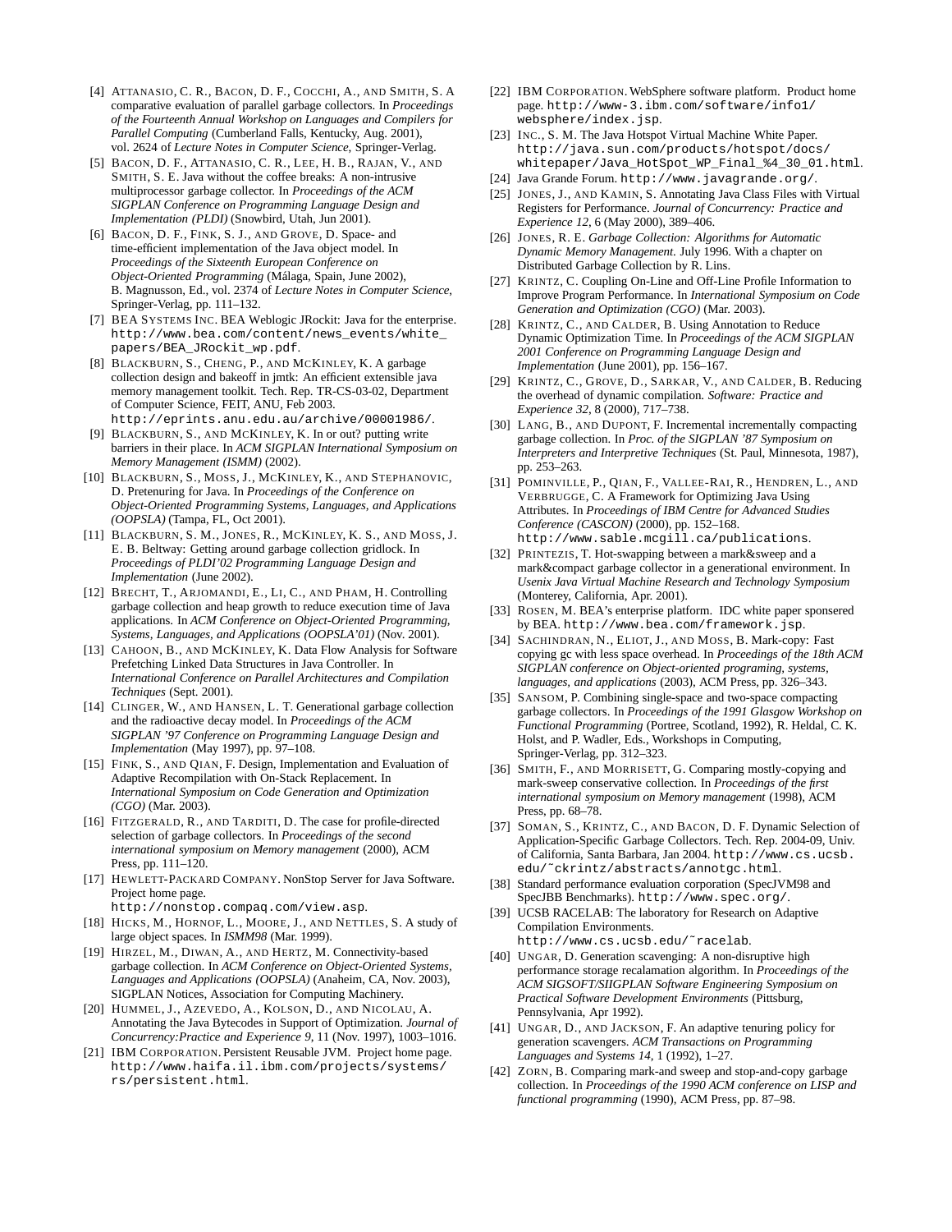[4] Attanasio, C. R., Bacon, D. F., Cocchi, A., and Smith, S. A comparative evaluation of parallel garbage collectors. In *Proceedings of the Fourteenth Annual Workshop on Languages and Compilers for Parallel Computing* (Cumberland Falls, Kentucky, Aug. 2001), vol. 2624 of *Lecture Notes in Computer Science*, Springer-Verlag.

[5] Bacon, D. F., Attanasio, C. R., Lee, H. B., Rajan, V., and Smith, S. E. Java without the coffee breaks: A non-intrusive multiprocessor garbage collector. In *Proceedings of the ACM SIGPLAN Conference on Programming Language Design and Implementation (PLDI)* (Snowbird, Utah, Jun 2001).

[6] Bacon, D. F., Fink, S. J., and Grove, D. Space- and time-efficient implementation of the Java object model. In *Proceedings of the Sixteenth European Conference on Object-Oriented Programming* (Málaga, Spain, June 2002), B. Magnusson, Ed., vol. 2374 of *Lecture Notes in Computer Science*, Springer-Verlag, pp. 111–132.

[7] BEA Systems Inc. BEA Weblogic JRockit: Java for the enterprise. http://www.bea.com/content/news_events/white_papers/BEA_JRockit_wp.pdf.

[8] Blackburn, S., Cheng, P., and McKinley, K. A garbage collection design and bakeoff in jmtk: An efficient extensible java memory management toolkit. Tech. Rep. TR-CS-03-02, Department of Computer Science, FEIT, ANU, Feb 2003. http://eprints.anu.edu.au/archive/00001986/.

[9] Blackburn, S., and McKinley, K. In or out? putting write barriers in their place. In *ACM SIGPLAN International Symposium on Memory Management (ISMM)* (2002).

[10] Blackburn, S., Moss, J., McKinley, K., and Stephanovic, D. Pretenuring for Java. In *Proceedings of the Conference on Object-Oriented Programming Systems, Languages, and Applications (OOPSLA)* (Tampa, FL, Oct 2001).

[11] Blackburn, S. M., Jones, R., McKinley, K. S., and Moss, J. E. B. Beltway: Getting around garbage collection gridlock. In *Proceedings of PLDI'02 Programming Language Design and Implementation* (June 2002).

[12] Brecht, T., Arjomandi, E., Li, C., and Pham, H. Controlling garbage collection and heap growth to reduce execution time of Java applications. In *ACM Conference on Object-Oriented Programming, Systems, Languages, and Applications (OOPSLA'01)* (Nov. 2001).

[13] Cahoon, B., and McKinley, K. Data Flow Analysis for Software Prefetching Linked Data Structures in Java Controller. In *International Conference on Parallel Architectures and Compilation Techniques* (Sept. 2001).

[14] Clinger, W., and Hansen, L. T. Generational garbage collection and the radioactive decay model. In *Proceedings of the ACM SIGPLAN '97 Conference on Programming Language Design and Implementation* (May 1997), pp. 97–108.

[15] Fink, S., and Qian, F. Design, Implementation and Evaluation of Adaptive Recompilation with On-Stack Replacement. In *International Symposium on Code Generation and Optimization (CGO)* (Mar. 2003).

[16] Fitzgerald, R., and Tarditi, D. The case for profile-directed selection of garbage collectors. In *Proceedings of the second international symposium on Memory management* (2000), ACM Press, pp. 111–120.

[17] Hewlett-Packard Company. NonStop Server for Java Software. Project home page. http://nonstop.compaq.com/view.asp.

[18] Hicks, M., Hornof, L., Moore, J., and Nettles, S. A study of large object spaces. In *ISMM98* (Mar. 1999).

[19] Hirzel, M., Diwan, A., and Hertz, M. Connectivity-based garbage collection. In *ACM Conference on Object-Oriented Systems, Languages and Applications (OOPSLA)* (Anaheim, CA, Nov. 2003), SIGPLAN Notices, Association for Computing Machinery.

[20] Hummel, J., Azevedo, A., Kolson, D., and Nicolau, A. Annotating the Java Bytecodes in Support of Optimization. *Journal of Concurrency:Practice and Experience 9*, 11 (Nov. 1997), 1003–1016.

[21] IBM Corporation. Persistent Reusable JVM. Project home page. http://www.haifa.il.ibm.com/projects/systems/rs/persistent.html.

[22] IBM Corporation. WebSphere software platform. Product home page. http://www-3.ibm.com/software/info1/websphere/index.jsp.

[23] Inc., S. M. The Java Hotspot Virtual Machine White Paper. http://java.sun.com/products/hotspot/docs/whitepaper/Java_HotSpot_WP_Final_%4_30_01.html.

[24] Java Grande Forum. http://www.javagrande.org/.

[25] Jones, J., and Kamin, S. Annotating Java Class Files with Virtual Registers for Performance. *Journal of Concurrency: Practice and Experience 12*, 6 (May 2000), 389–406.

[26] Jones, R. E. *Garbage Collection: Algorithms for Automatic Dynamic Memory Management*. July 1996. With a chapter on Distributed Garbage Collection by R. Lins.

[27] Krintz, C. Coupling On-Line and Off-Line Profile Information to Improve Program Performance. In *International Symposium on Code Generation and Optimization (CGO)* (Mar. 2003).

[28] Krintz, C., and Calder, B. Using Annotation to Reduce Dynamic Optimization Time. In *Proceedings of the ACM SIGPLAN 2001 Conference on Programming Language Design and Implementation* (June 2001), pp. 156–167.

[29] Krintz, C., Grove, D., Sarkar, V., and Calder, B. Reducing the overhead of dynamic compilation. *Software: Practice and Experience 32*, 8 (2000), 717–738.

[30] Lang, B., and Dupont, F. Incremental incrementally compacting garbage collection. In *Proc. of the SIGPLAN '87 Symposium on Interpreters and Interpretive Techniques* (St. Paul, Minnesota, 1987), pp. 253–263.

[31] Pominville, P., Qian, F., Vallee-Rai, R., Hendren, L., and Verbrugge, C. A Framework for Optimizing Java Using Attributes. In *Proceedings of IBM Centre for Advanced Studies Conference (CASCON)* (2000), pp. 152–168. http://www.sable.mcgill.ca/publications.

[32] Printezis, T. Hot-swapping between a mark&sweep and a mark&compact garbage collector in a generational environment. In *Usenix Java Virtual Machine Research and Technology Symposium* (Monterey, California, Apr. 2001).

[33] Rosen, M. BEA's enterprise platform. IDC white paper sponsered by BEA. http://www.bea.com/framework.jsp.

[34] Sachindran, N., Eliot, J., and Moss, B. Mark-copy: Fast copying gc with less space overhead. In *Proceedings of the 18th ACM SIGPLAN conference on Object-oriented programing, systems, languages, and applications* (2003), ACM Press, pp. 326–343.

[35] Sansom, P. Combining single-space and two-space compacting garbage collectors. In *Proceedings of the 1991 Glasgow Workshop on Functional Programming* (Portree, Scotland, 1992), R. Heldal, C. K. Holst, and P. Wadler, Eds., Workshops in Computing, Springer-Verlag, pp. 312–323.

[36] Smith, F., and Morrisett, G. Comparing mostly-copying and mark-sweep conservative collection. In *Proceedings of the first international symposium on Memory management* (1998), ACM Press, pp. 68–78.

[37] Soman, S., Krintz, C., and Bacon, D. F. Dynamic Selection of Application-Specific Garbage Collectors. Tech. Rep. 2004-09, Univ. of California, Santa Barbara, Jan 2004. http://www.cs.ucsb.edu/~ckrintz/abstracts/annotgc.html.

[38] Standard performance evaluation corporation (SpecJVM98 and SpecJBB Benchmarks). http://www.spec.org/.

[39] UCSB RACELAB: The laboratory for Research on Adaptive Compilation Environments. http://www.cs.ucsb.edu/~racelab.

[40] Ungar, D. Generation scavenging: A non-disruptive high performance storage recalamation algorithm. In *Proceedings of the ACM SIGSOFT/SIIGPLAN Software Engineering Symposium on Practical Software Development Environments* (Pittsburg, Pennsylvania, Apr 1992).

[41] Ungar, D., and Jackson, F. An adaptive tenuring policy for generation scavengers. *ACM Transactions on Programming Languages and Systems 14*, 1 (1992), 1–27.

[42] Zorn, B. Comparing mark-and sweep and stop-and-copy garbage collection. In *Proceedings of the 1990 ACM conference on LISP and functional programming* (1990), ACM Press, pp. 87–98.